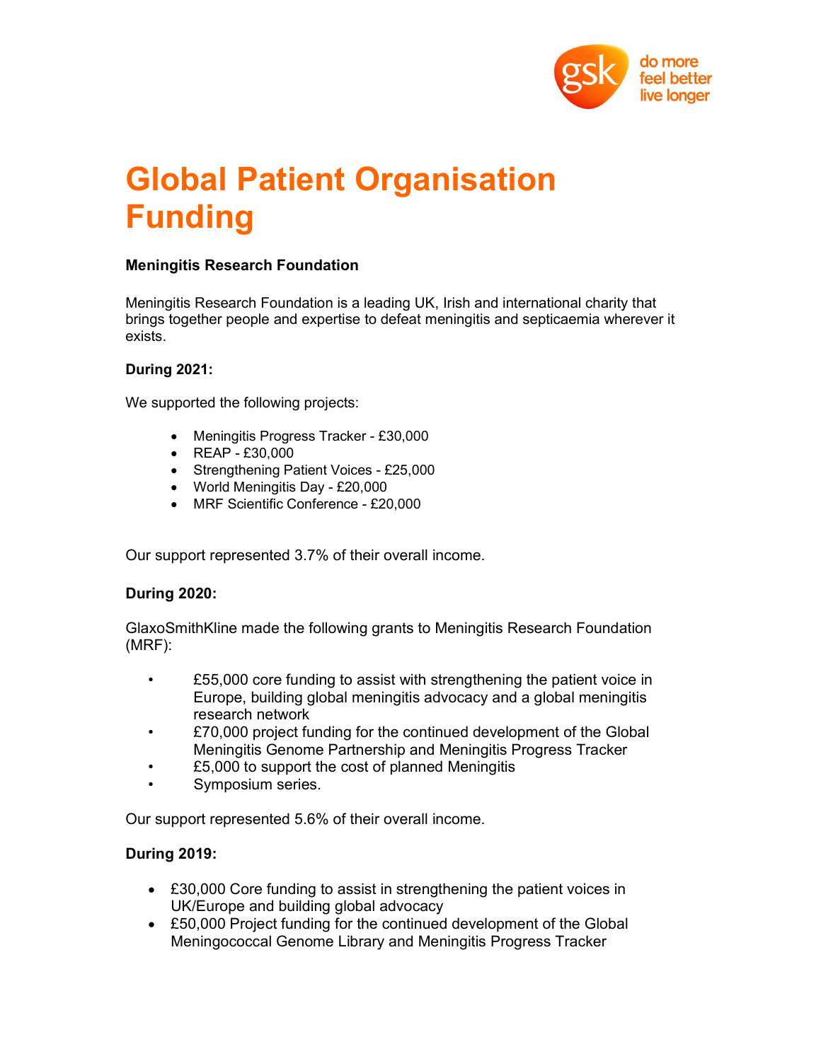# Global Patient Organisation Funding

**Meningitis Research Foundation**

Meningitis Research Foundation is a leading UK, Irish and international charity that brings together people and expertise to defeat meningitis and septicaemia wherever it exists.

**During 2021:**

We supported the following projects:

- Meningitis Progress Tracker - £30,000
- REAP - £30,000
- Strengthening Patient Voices - £25,000
- World Meningitis Day - £20,000
- MRF Scientific Conference - £20,000

Our support represented 3.7% of their overall income.

**During 2020:**

GlaxoSmithKline made the following grants to Meningitis Research Foundation (MRF):

- £55,000 core funding to assist with strengthening the patient voice in Europe, building global meningitis advocacy and a global meningitis research network
- £70,000 project funding for the continued development of the Global Meningitis Genome Partnership and Meningitis Progress Tracker
- £5,000 to support the cost of planned Meningitis
- Symposium series.

Our support represented 5.6% of their overall income.

**During 2019:**

- £30,000 Core funding to assist in strengthening the patient voices in UK/Europe and building global advocacy
- £50,000 Project funding for the continued development of the Global Meningococcal Genome Library and Meningitis Progress Tracker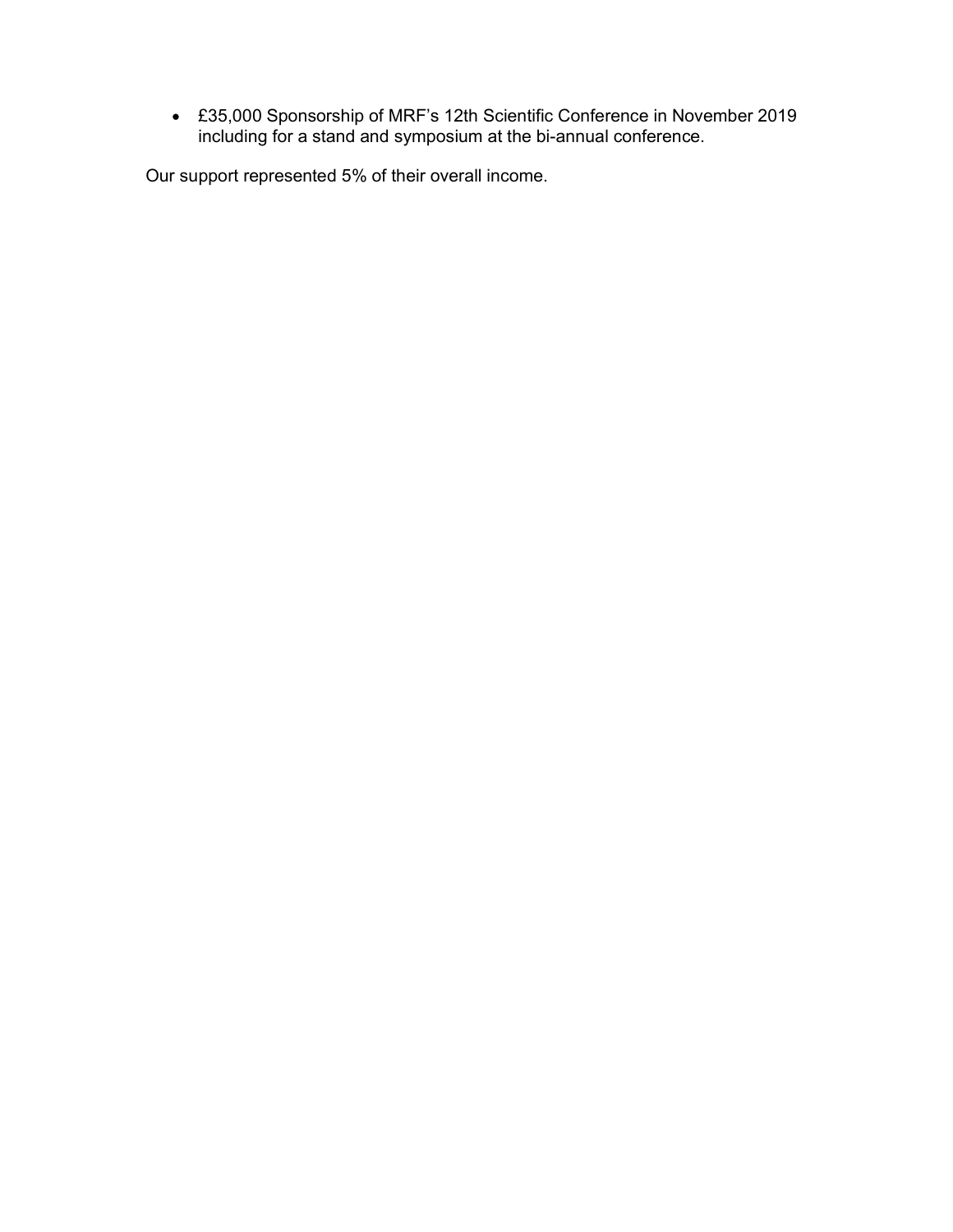- £35,000 Sponsorship of MRF's 12th Scientific Conference in November 2019 including for a stand and symposium at the bi-annual conference.

Our support represented 5% of their overall income.